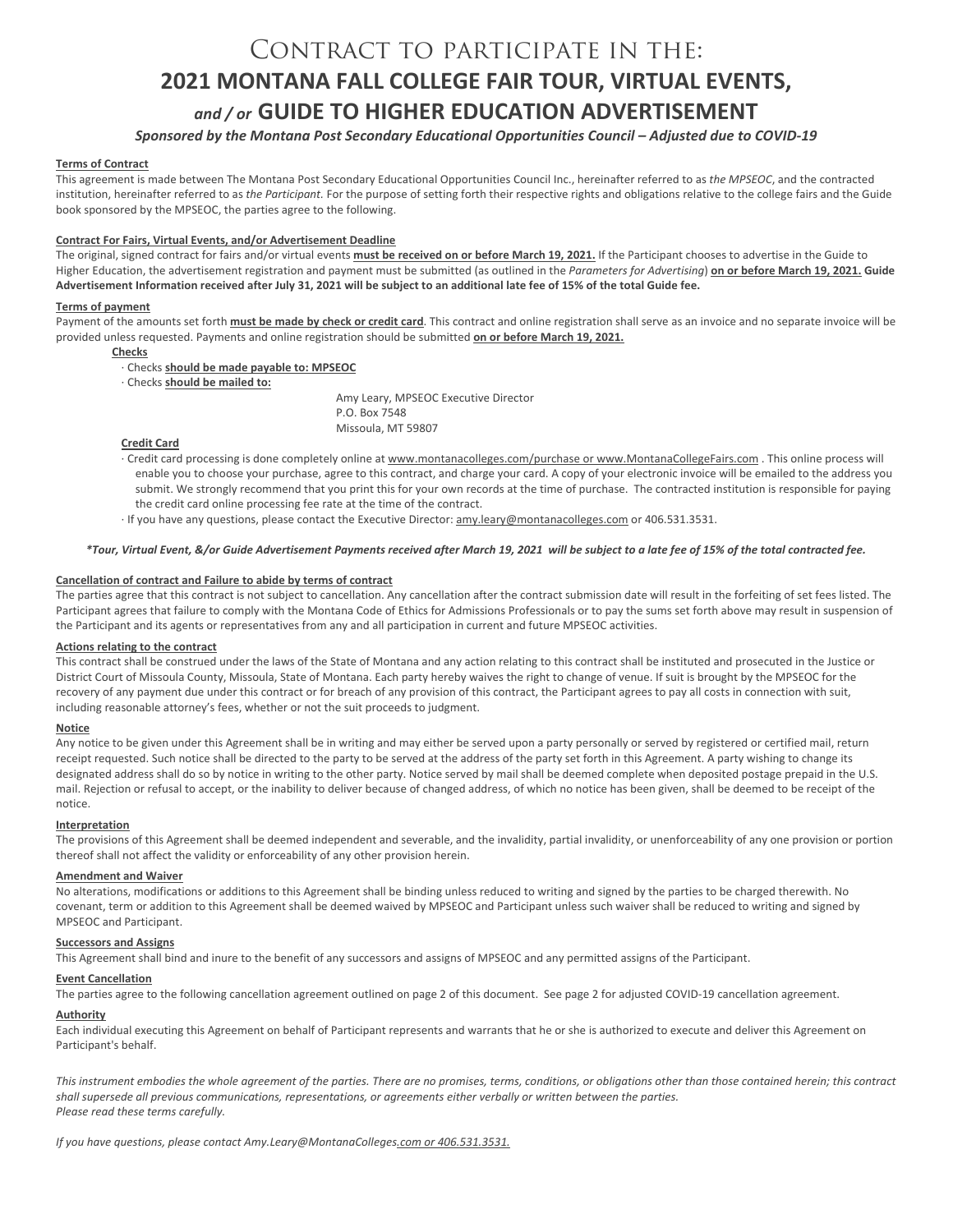# Contract to participate in the:

# 2021 MONTANA FALL COLLEGE FAIR TOUR, VIRTUAL EVENTS, *and / or* GUIDE TO HIGHER EDUCATION ADVERTISEMENT

***Sponsored by the Montana Post Secondary Educational Opportunities Council – Adjusted due to COVID-19***

**Terms of Contract**

This agreement is made between The Montana Post Secondary Educational Opportunities Council Inc., hereinafter referred to as *the MPSEOC*, and the contracted institution, hereinafter referred to as *the Participant.* For the purpose of setting forth their respective rights and obligations relative to the college fairs and the Guide book sponsored by the MPSEOC, the parties agree to the following.

**Contract For Fairs, Virtual Events, and/or Advertisement Deadline**

The original, signed contract for fairs and/or virtual events **must be received on or before March 19, 2021.** If the Participant chooses to advertise in the Guide to Higher Education, the advertisement registration and payment must be submitted (as outlined in the *Parameters for Advertising*) **on or before March 19, 2021. Guide Advertisement Information received after July 31, 2021 will be subject to an additional late fee of 15% of the total Guide fee.**

**Terms of payment**

Payment of the amounts set forth **must be made by check or credit card**. This contract and online registration shall serve as an invoice and no separate invoice will be provided unless requested. Payments and online registration should be submitted **on or before March 19, 2021.**

**Checks**

· Checks **should be made payable to: MPSEOC**

· Checks **should be mailed to:**

Amy Leary, MPSEOC Executive Director
P.O. Box 7548
Missoula, MT 59807

**Credit Card**

· Credit card processing is done completely online at www.montanacolleges.com/purchase or www.MontanaCollegeFairs.com . This online process will enable you to choose your purchase, agree to this contract, and charge your card. A copy of your electronic invoice will be emailed to the address you submit. We strongly recommend that you print this for your own records at the time of purchase. The contracted institution is responsible for paying the credit card online processing fee rate at the time of the contract.

· If you have any questions, please contact the Executive Director: amy.leary@montanacolleges.com or 406.531.3531.

***Tour, Virtual Event, &/or Guide Advertisement Payments received after March 19, 2021 will be subject to a late fee of 15% of the total contracted fee.***

**Cancellation of contract and Failure to abide by terms of contract**

The parties agree that this contract is not subject to cancellation. Any cancellation after the contract submission date will result in the forfeiting of set fees listed. The Participant agrees that failure to comply with the Montana Code of Ethics for Admissions Professionals or to pay the sums set forth above may result in suspension of the Participant and its agents or representatives from any and all participation in current and future MPSEOC activities.

**Actions relating to the contract**

This contract shall be construed under the laws of the State of Montana and any action relating to this contract shall be instituted and prosecuted in the Justice or District Court of Missoula County, Missoula, State of Montana. Each party hereby waives the right to change of venue. If suit is brought by the MPSEOC for the recovery of any payment due under this contract or for breach of any provision of this contract, the Participant agrees to pay all costs in connection with suit, including reasonable attorney's fees, whether or not the suit proceeds to judgment.

**Notice**

Any notice to be given under this Agreement shall be in writing and may either be served upon a party personally or served by registered or certified mail, return receipt requested. Such notice shall be directed to the party to be served at the address of the party set forth in this Agreement. A party wishing to change its designated address shall do so by notice in writing to the other party. Notice served by mail shall be deemed complete when deposited postage prepaid in the U.S. mail. Rejection or refusal to accept, or the inability to deliver because of changed address, of which no notice has been given, shall be deemed to be receipt of the notice.

**Interpretation**

The provisions of this Agreement shall be deemed independent and severable, and the invalidity, partial invalidity, or unenforceability of any one provision or portion thereof shall not affect the validity or enforceability of any other provision herein.

**Amendment and Waiver**

No alterations, modifications or additions to this Agreement shall be binding unless reduced to writing and signed by the parties to be charged therewith. No covenant, term or addition to this Agreement shall be deemed waived by MPSEOC and Participant unless such waiver shall be reduced to writing and signed by MPSEOC and Participant.

**Successors and Assigns**

This Agreement shall bind and inure to the benefit of any successors and assigns of MPSEOC and any permitted assigns of the Participant.

**Event Cancellation**

The parties agree to the following cancellation agreement outlined on page 2 of this document. See page 2 for adjusted COVID-19 cancellation agreement.

**Authority**

Each individual executing this Agreement on behalf of Participant represents and warrants that he or she is authorized to execute and deliver this Agreement on Participant's behalf.

*This instrument embodies the whole agreement of the parties. There are no promises, terms, conditions, or obligations other than those contained herein; this contract shall supersede all previous communications, representations, or agreements either verbally or written between the parties.*
*Please read these terms carefully.*

*If you have questions, please contact Amy.Leary@MontanaColleges.com or 406.531.3531.*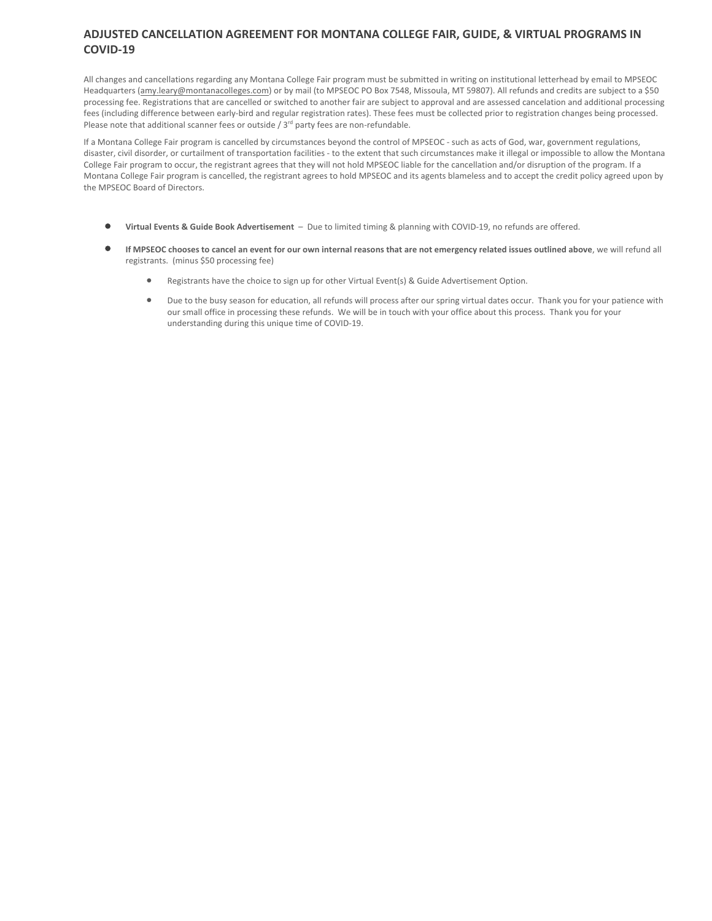## ADJUSTED CANCELLATION AGREEMENT FOR MONTANA COLLEGE FAIR, GUIDE, & VIRTUAL PROGRAMS IN COVID-19

All changes and cancellations regarding any Montana College Fair program must be submitted in writing on institutional letterhead by email to MPSEOC Headquarters (amy.leary@montanacolleges.com) or by mail (to MPSEOC PO Box 7548, Missoula, MT 59807). All refunds and credits are subject to a $50 processing fee. Registrations that are cancelled or switched to another fair are subject to approval and are assessed cancelation and additional processing fees (including difference between early-bird and regular registration rates). These fees must be collected prior to registration changes being processed. Please note that additional scanner fees or outside / 3rd party fees are non-refundable.

If a Montana College Fair program is cancelled by circumstances beyond the control of MPSEOC - such as acts of God, war, government regulations, disaster, civil disorder, or curtailment of transportation facilities - to the extent that such circumstances make it illegal or impossible to allow the Montana College Fair program to occur, the registrant agrees that they will not hold MPSEOC liable for the cancellation and/or disruption of the program. If a Montana College Fair program is cancelled, the registrant agrees to hold MPSEOC and its agents blameless and to accept the credit policy agreed upon by the MPSEOC Board of Directors.

- **Virtual Events & Guide Book Advertisement** – Due to limited timing & planning with COVID-19, no refunds are offered.
- **If MPSEOC chooses to cancel an event for our own internal reasons that are not emergency related issues outlined above**, we will refund all registrants. (minus $50 processing fee)
  - Registrants have the choice to sign up for other Virtual Event(s) & Guide Advertisement Option.
  - Due to the busy season for education, all refunds will process after our spring virtual dates occur. Thank you for your patience with our small office in processing these refunds. We will be in touch with your office about this process. Thank you for your understanding during this unique time of COVID-19.